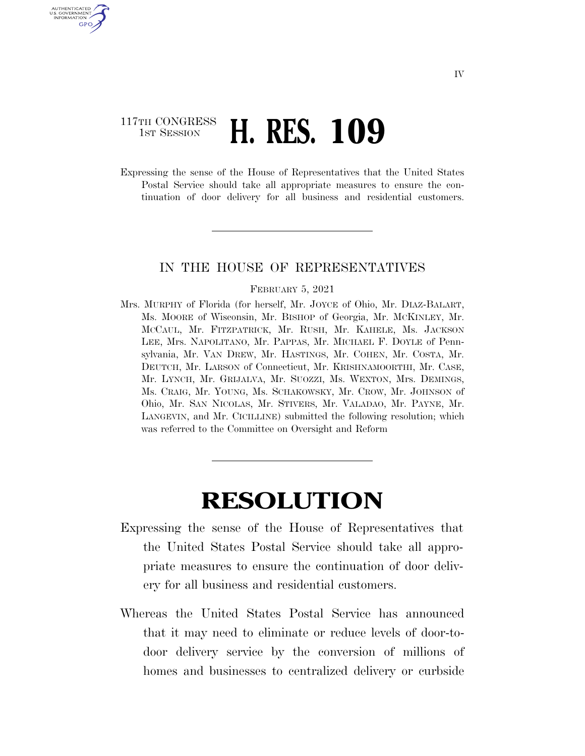117TH CONGRESS
1ST SESSION

# H. RES. 109

Expressing the sense of the House of Representatives that the United States Postal Service should take all appropriate measures to ensure the continuation of door delivery for all business and residential customers.

IN THE HOUSE OF REPRESENTATIVES

FEBRUARY 5, 2021

Mrs. MURPHY of Florida (for herself, Mr. JOYCE of Ohio, Mr. DIAZ-BALART, Ms. MOORE of Wisconsin, Mr. BISHOP of Georgia, Mr. MCKINLEY, Mr. MCCAUL, Mr. FITZPATRICK, Mr. RUSH, Mr. KAHELE, Ms. JACKSON LEE, Mrs. NAPOLITANO, Mr. PAPPAS, Mr. MICHAEL F. DOYLE of Pennsylvania, Mr. VAN DREW, Mr. HASTINGS, Mr. COHEN, Mr. COSTA, Mr. DEUTCH, Mr. LARSON of Connecticut, Mr. KRISHNAMOORTHI, Mr. CASE, Mr. LYNCH, Mr. GRIJALVA, Mr. SUOZZI, Ms. WEXTON, Mrs. DEMINGS, Ms. CRAIG, Mr. YOUNG, Ms. SCHAKOWSKY, Mr. CROW, Mr. JOHNSON of Ohio, Mr. SAN NICOLAS, Mr. STIVERS, Mr. VALADAO, Mr. PAYNE, Mr. LANGEVIN, and Mr. CICILLINE) submitted the following resolution; which was referred to the Committee on Oversight and Reform

# RESOLUTION

Expressing the sense of the House of Representatives that the United States Postal Service should take all appropriate measures to ensure the continuation of door delivery for all business and residential customers.

Whereas the United States Postal Service has announced that it may need to eliminate or reduce levels of door-to-door delivery service by the conversion of millions of homes and businesses to centralized delivery or curbside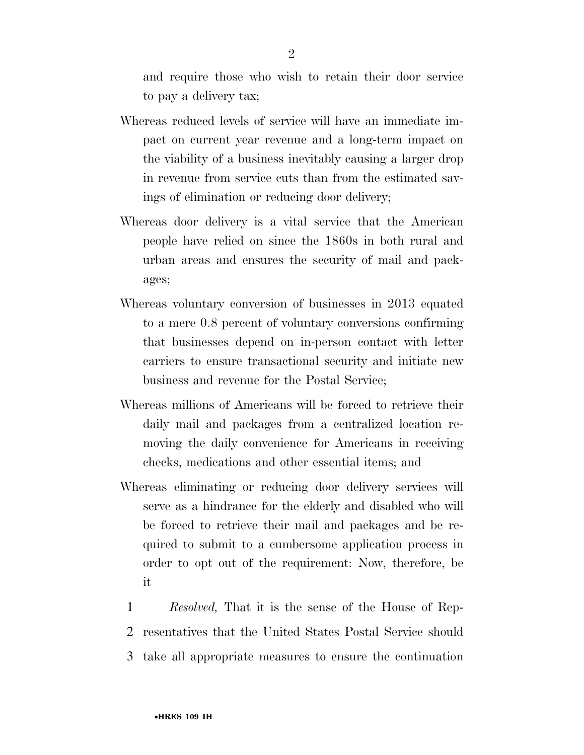and require those who wish to retain their door service to pay a delivery tax;

Whereas reduced levels of service will have an immediate impact on current year revenue and a long-term impact on the viability of a business inevitably causing a larger drop in revenue from service cuts than from the estimated savings of elimination or reducing door delivery;

Whereas door delivery is a vital service that the American people have relied on since the 1860s in both rural and urban areas and ensures the security of mail and packages;

Whereas voluntary conversion of businesses in 2013 equated to a mere 0.8 percent of voluntary conversions confirming that businesses depend on in-person contact with letter carriers to ensure transactional security and initiate new business and revenue for the Postal Service;

Whereas millions of Americans will be forced to retrieve their daily mail and packages from a centralized location removing the daily convenience for Americans in receiving checks, medications and other essential items; and

Whereas eliminating or reducing door delivery services will serve as a hindrance for the elderly and disabled who will be forced to retrieve their mail and packages and be required to submit to a cumbersome application process in order to opt out of the requirement: Now, therefore, be it

1 *Resolved,* That it is the sense of the House of Rep-
2 resentatives that the United States Postal Service should
3 take all appropriate measures to ensure the continuation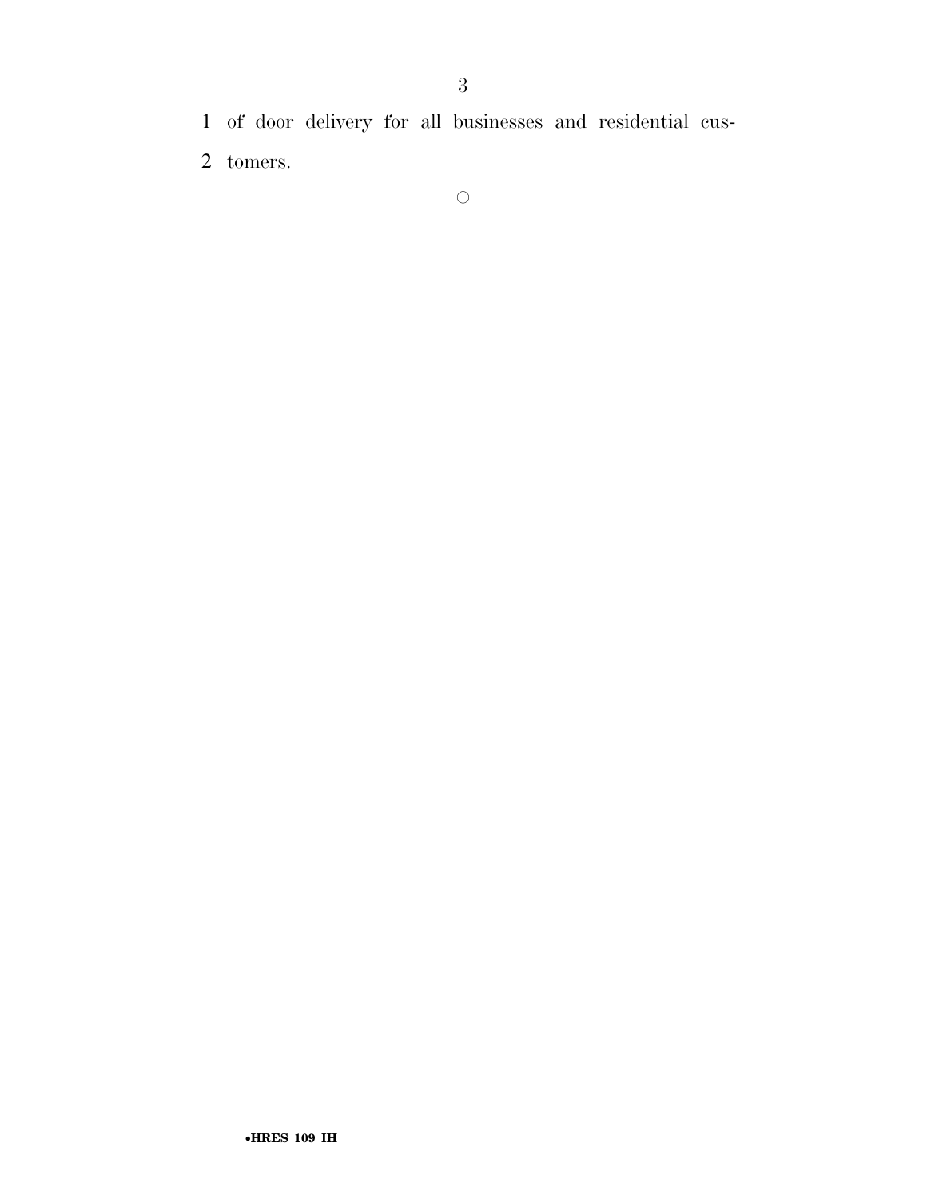of door delivery for all businesses and residential customers.

○